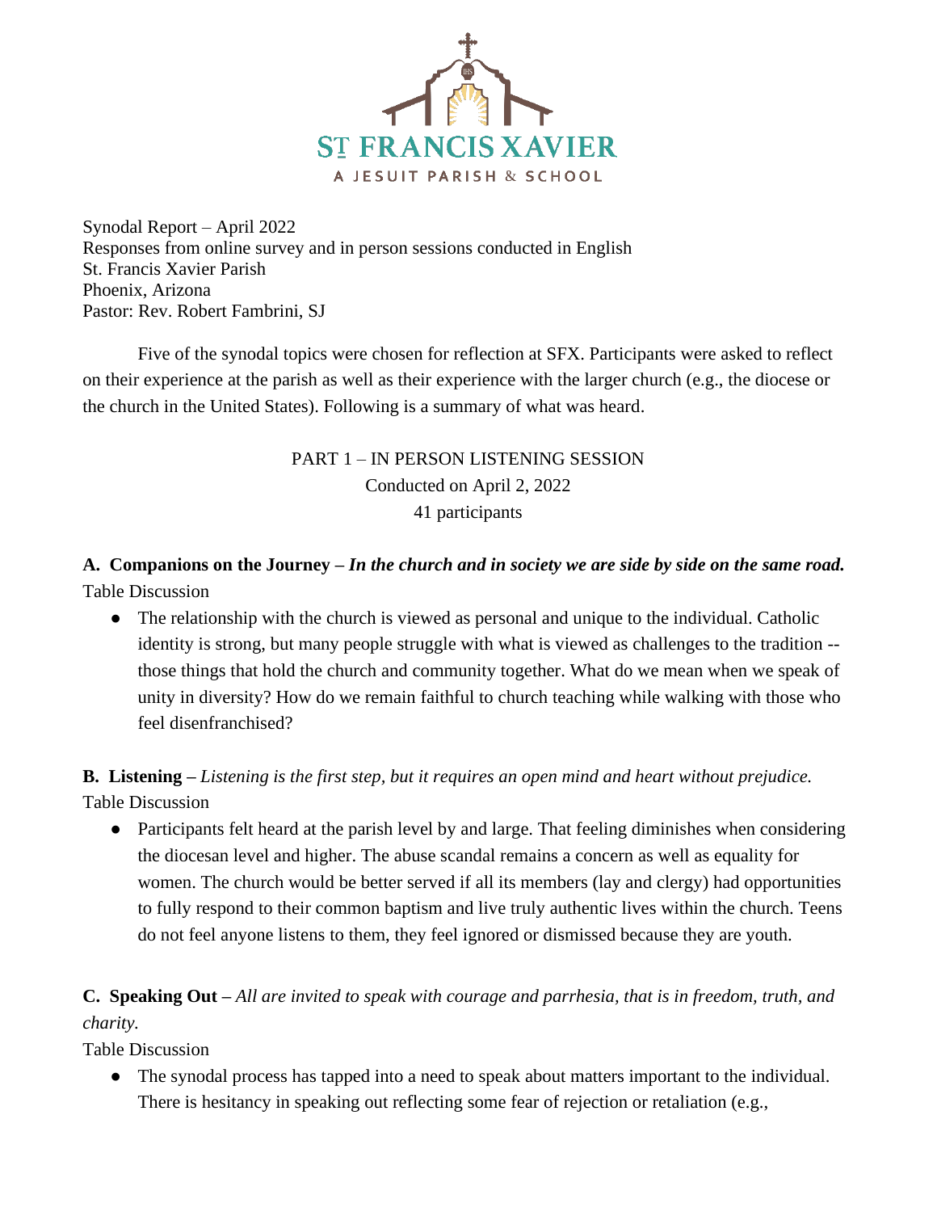ST FRANCIS XAVIER

A JESUIT PARISH & SCHOOL

Synodal Report – April 2022
Responses from online survey and in person sessions conducted in English
St. Francis Xavier Parish
Phoenix, Arizona
Pastor: Rev. Robert Fambrini, SJ

Five of the synodal topics were chosen for reflection at SFX. Participants were asked to reflect on their experience at the parish as well as their experience with the larger church (e.g., the diocese or the church in the United States). Following is a summary of what was heard.

## PART 1 – IN PERSON LISTENING SESSION

Conducted on April 2, 2022
41 participants

**A. Companions on the Journey –** ***In the church and in society we are side by side on the same road.***
Table Discussion

- The relationship with the church is viewed as personal and unique to the individual. Catholic identity is strong, but many people struggle with what is viewed as challenges to the tradition -- those things that hold the church and community together. What do we mean when we speak of unity in diversity? How do we remain faithful to church teaching while walking with those who feel disenfranchised?

**B. Listening –** *Listening is the first step, but it requires an open mind and heart without prejudice.*
Table Discussion

- Participants felt heard at the parish level by and large. That feeling diminishes when considering the diocesan level and higher. The abuse scandal remains a concern as well as equality for women. The church would be better served if all its members (lay and clergy) had opportunities to fully respond to their common baptism and live truly authentic lives within the church. Teens do not feel anyone listens to them, they feel ignored or dismissed because they are youth.

**C. Speaking Out –** *All are invited to speak with courage and parrhesia, that is in freedom, truth, and charity.*
Table Discussion

- The synodal process has tapped into a need to speak about matters important to the individual. There is hesitancy in speaking out reflecting some fear of rejection or retaliation (e.g.,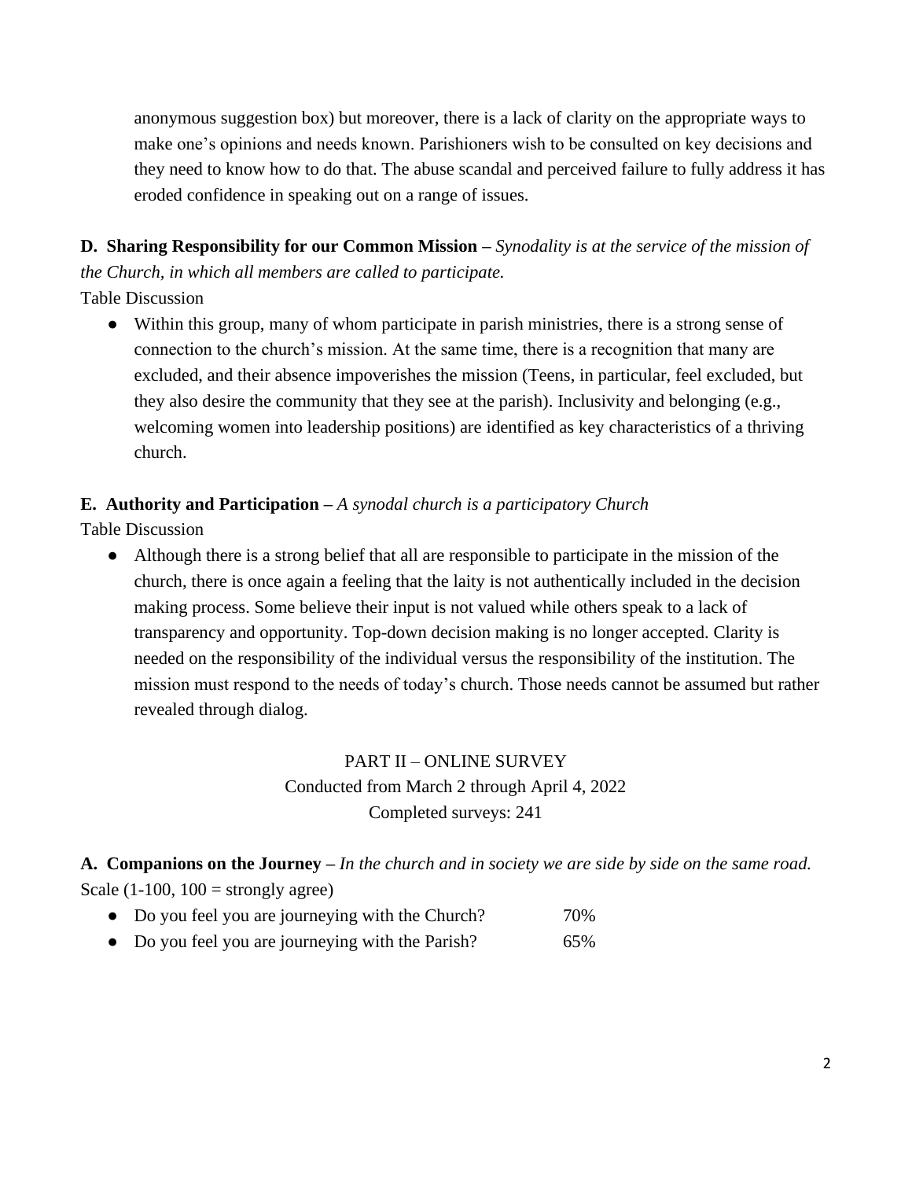anonymous suggestion box) but moreover, there is a lack of clarity on the appropriate ways to make one's opinions and needs known. Parishioners wish to be consulted on key decisions and they need to know how to do that. The abuse scandal and perceived failure to fully address it has eroded confidence in speaking out on a range of issues.

**D. Sharing Responsibility for our Common Mission –** *Synodality is at the service of the mission of the Church, in which all members are called to participate.*

Table Discussion

- Within this group, many of whom participate in parish ministries, there is a strong sense of connection to the church's mission. At the same time, there is a recognition that many are excluded, and their absence impoverishes the mission (Teens, in particular, feel excluded, but they also desire the community that they see at the parish). Inclusivity and belonging (e.g., welcoming women into leadership positions) are identified as key characteristics of a thriving church.

**E. Authority and Participation –** *A synodal church is a participatory Church*

Table Discussion

- Although there is a strong belief that all are responsible to participate in the mission of the church, there is once again a feeling that the laity is not authentically included in the decision making process. Some believe their input is not valued while others speak to a lack of transparency and opportunity. Top-down decision making is no longer accepted. Clarity is needed on the responsibility of the individual versus the responsibility of the institution. The mission must respond to the needs of today's church. Those needs cannot be assumed but rather revealed through dialog.

## PART II – ONLINE SURVEY

Conducted from March 2 through April 4, 2022

Completed surveys: 241

**A. Companions on the Journey –** *In the church and in society we are side by side on the same road.*

Scale (1-100, 100 = strongly agree)

- Do you feel you are journeying with the Church? 70%
- Do you feel you are journeying with the Parish? 65%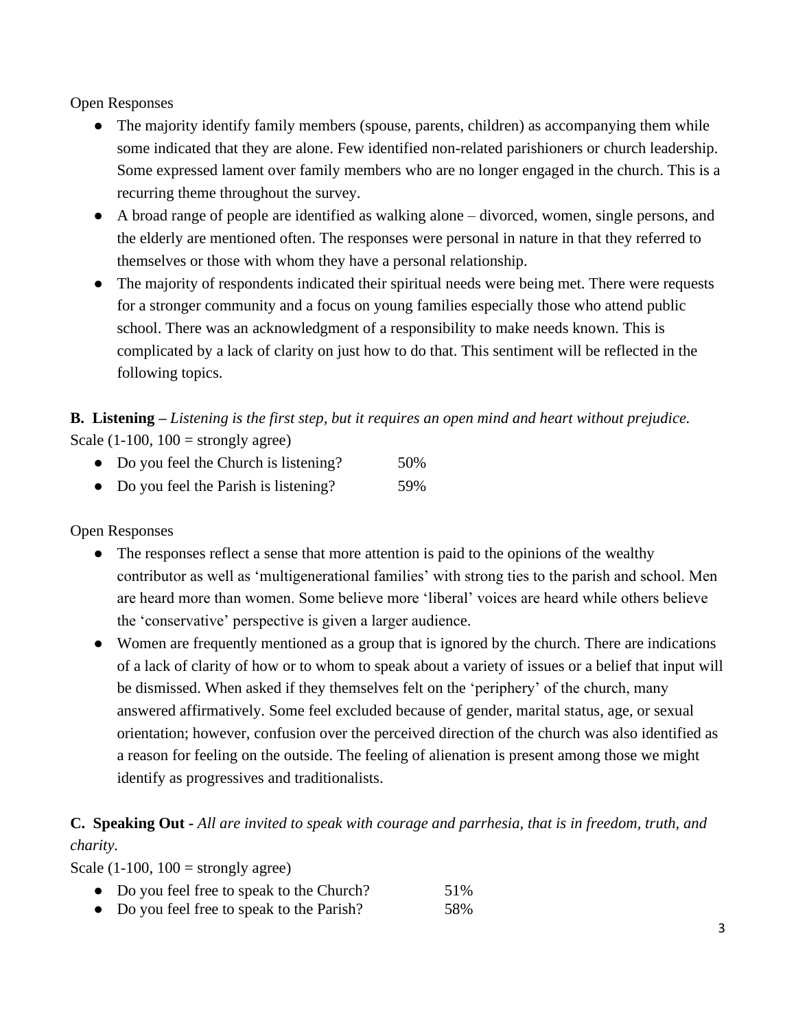Open Responses

- The majority identify family members (spouse, parents, children) as accompanying them while some indicated that they are alone. Few identified non-related parishioners or church leadership. Some expressed lament over family members who are no longer engaged in the church. This is a recurring theme throughout the survey.
- A broad range of people are identified as walking alone – divorced, women, single persons, and the elderly are mentioned often. The responses were personal in nature in that they referred to themselves or those with whom they have a personal relationship.
- The majority of respondents indicated their spiritual needs were being met. There were requests for a stronger community and a focus on young families especially those who attend public school. There was an acknowledgment of a responsibility to make needs known. This is complicated by a lack of clarity on just how to do that. This sentiment will be reflected in the following topics.

**B. Listening –** *Listening is the first step, but it requires an open mind and heart without prejudice.*
Scale (1-100, 100 = strongly agree)

- Do you feel the Church is listening? 50%
- Do you feel the Parish is listening? 59%

Open Responses

- The responses reflect a sense that more attention is paid to the opinions of the wealthy contributor as well as 'multigenerational families' with strong ties to the parish and school. Men are heard more than women. Some believe more 'liberal' voices are heard while others believe the 'conservative' perspective is given a larger audience.
- Women are frequently mentioned as a group that is ignored by the church. There are indications of a lack of clarity of how or to whom to speak about a variety of issues or a belief that input will be dismissed. When asked if they themselves felt on the 'periphery' of the church, many answered affirmatively. Some feel excluded because of gender, marital status, age, or sexual orientation; however, confusion over the perceived direction of the church was also identified as a reason for feeling on the outside. The feeling of alienation is present among those we might identify as progressives and traditionalists.

**C. Speaking Out -** *All are invited to speak with courage and parrhesia, that is in freedom, truth, and charity.*
Scale (1-100, 100 = strongly agree)

- Do you feel free to speak to the Church? 51%
- Do you feel free to speak to the Parish? 58%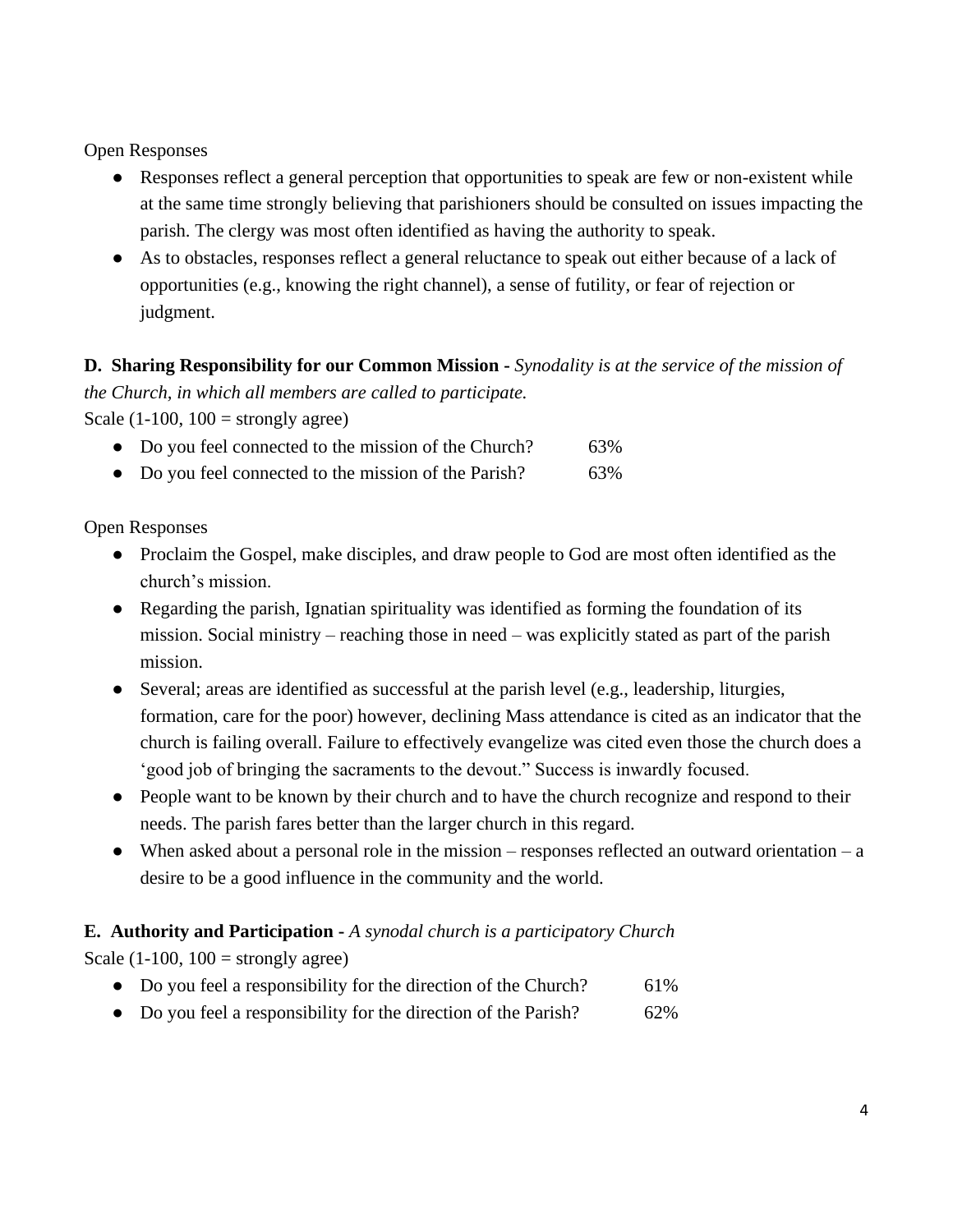Open Responses

- Responses reflect a general perception that opportunities to speak are few or non-existent while at the same time strongly believing that parishioners should be consulted on issues impacting the parish. The clergy was most often identified as having the authority to speak.
- As to obstacles, responses reflect a general reluctance to speak out either because of a lack of opportunities (e.g., knowing the right channel), a sense of futility, or fear of rejection or judgment.

**D. Sharing Responsibility for our Common Mission -** *Synodality is at the service of the mission of the Church, in which all members are called to participate.*

Scale (1-100, 100 = strongly agree)

- Do you feel connected to the mission of the Church? 63%
- Do you feel connected to the mission of the Parish? 63%

Open Responses

- Proclaim the Gospel, make disciples, and draw people to God are most often identified as the church's mission.
- Regarding the parish, Ignatian spirituality was identified as forming the foundation of its mission. Social ministry – reaching those in need – was explicitly stated as part of the parish mission.
- Several; areas are identified as successful at the parish level (e.g., leadership, liturgies, formation, care for the poor) however, declining Mass attendance is cited as an indicator that the church is failing overall. Failure to effectively evangelize was cited even those the church does a 'good job of bringing the sacraments to the devout." Success is inwardly focused.
- People want to be known by their church and to have the church recognize and respond to their needs. The parish fares better than the larger church in this regard.
- When asked about a personal role in the mission – responses reflected an outward orientation – a desire to be a good influence in the community and the world.

**E. Authority and Participation -** *A synodal church is a participatory Church*

Scale (1-100, 100 = strongly agree)

- Do you feel a responsibility for the direction of the Church? 61%
- Do you feel a responsibility for the direction of the Parish? 62%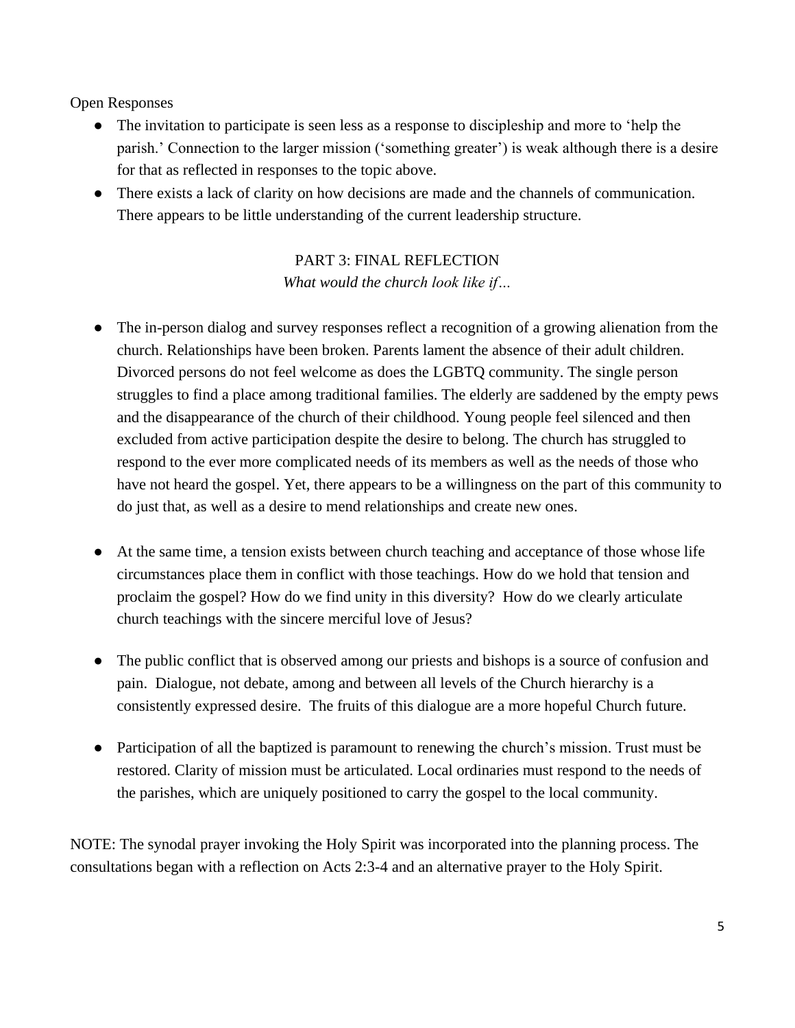Open Responses

- The invitation to participate is seen less as a response to discipleship and more to 'help the parish.' Connection to the larger mission ('something greater') is weak although there is a desire for that as reflected in responses to the topic above.
- There exists a lack of clarity on how decisions are made and the channels of communication. There appears to be little understanding of the current leadership structure.

## PART 3: FINAL REFLECTION

*What would the church look like if…*

- The in-person dialog and survey responses reflect a recognition of a growing alienation from the church. Relationships have been broken. Parents lament the absence of their adult children. Divorced persons do not feel welcome as does the LGBTQ community. The single person struggles to find a place among traditional families. The elderly are saddened by the empty pews and the disappearance of the church of their childhood. Young people feel silenced and then excluded from active participation despite the desire to belong. The church has struggled to respond to the ever more complicated needs of its members as well as the needs of those who have not heard the gospel. Yet, there appears to be a willingness on the part of this community to do just that, as well as a desire to mend relationships and create new ones.

- At the same time, a tension exists between church teaching and acceptance of those whose life circumstances place them in conflict with those teachings. How do we hold that tension and proclaim the gospel? How do we find unity in this diversity? How do we clearly articulate church teachings with the sincere merciful love of Jesus?

- The public conflict that is observed among our priests and bishops is a source of confusion and pain. Dialogue, not debate, among and between all levels of the Church hierarchy is a consistently expressed desire. The fruits of this dialogue are a more hopeful Church future.

- Participation of all the baptized is paramount to renewing the church's mission. Trust must be restored. Clarity of mission must be articulated. Local ordinaries must respond to the needs of the parishes, which are uniquely positioned to carry the gospel to the local community.

NOTE: The synodal prayer invoking the Holy Spirit was incorporated into the planning process. The consultations began with a reflection on Acts 2:3-4 and an alternative prayer to the Holy Spirit.